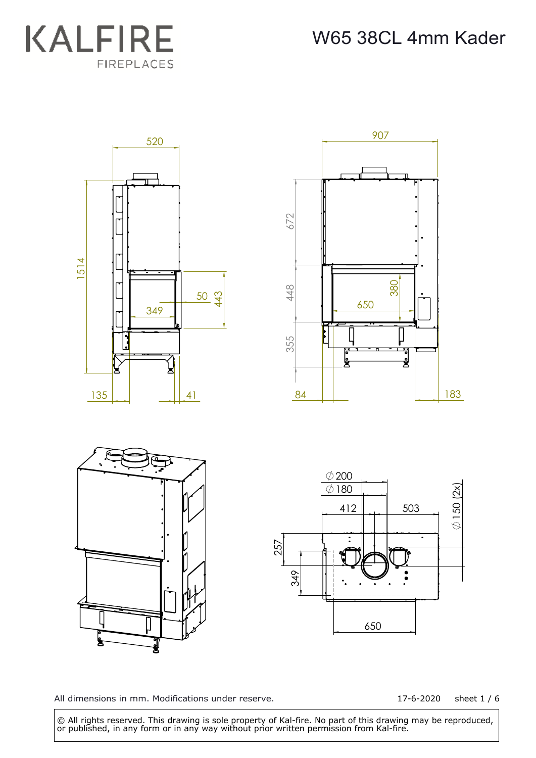# KALFIRE
FIREPLACES

## W65 38CL 4mm Kader

520

1514

349

50

443

135

41

907

672

448

380

650

355

84

183

∅200

∅180

412

503

∅150 (2x)

257

349

650

All dimensions in mm. Modifications under reserve.

17-6-2020 sheet 1 / 6

© All rights reserved. This drawing is sole property of Kal-fire. No part of this drawing may be reproduced, or published, in any form or in any way without prior written permission from Kal-fire.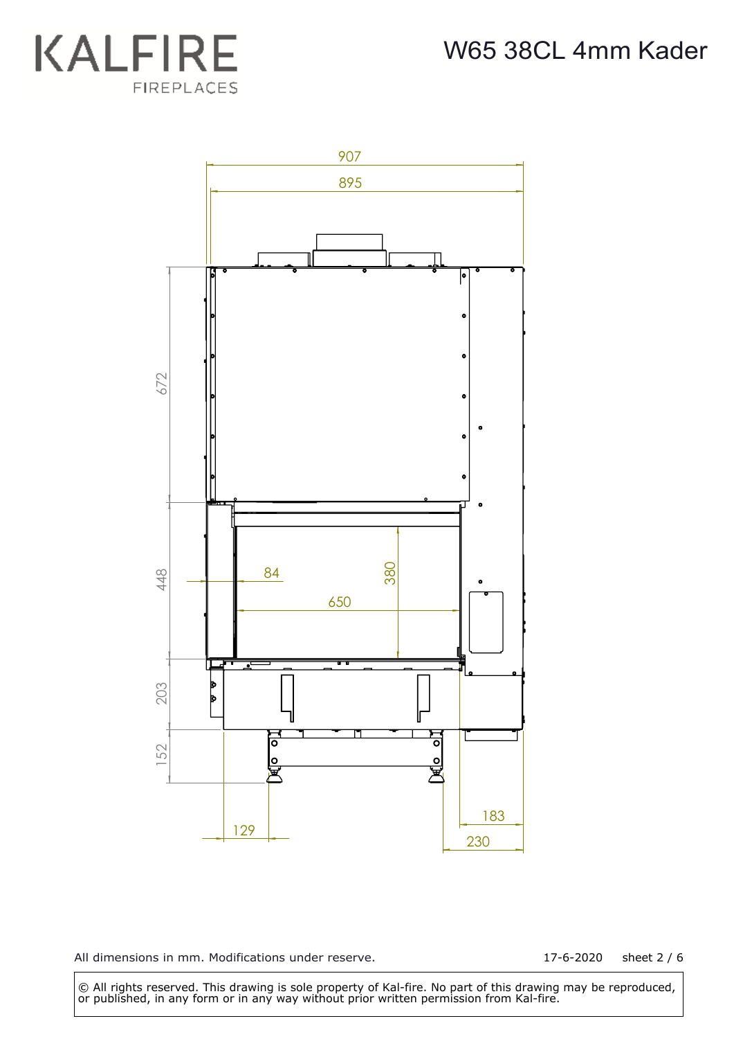# KALFIRE FIREPLACES

## W65 38CL 4mm Kader

907

895

672

448

203

152

84

380

650

129

183

230

All dimensions in mm. Modifications under reserve.

17-6-2020 sheet 2 / 6

© All rights reserved. This drawing is sole property of Kal-fire. No part of this drawing may be reproduced, or published, in any form or in any way without prior written permission from Kal-fire.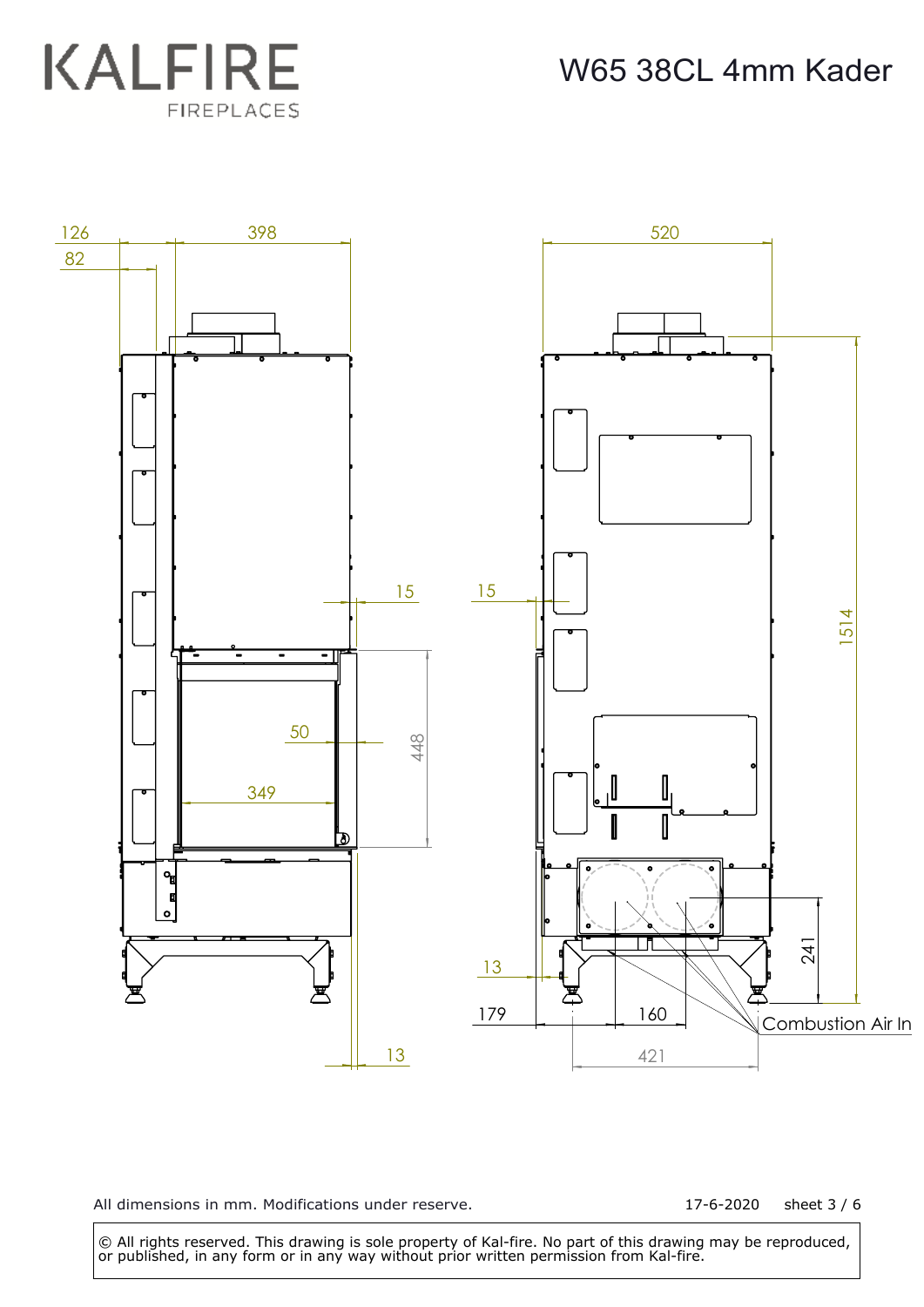KALFIRE

FIREPLACES

# W65 38CL 4mm Kader

126

82

398

520

15

15

1514

50

448

349

241

13

179

160

Combustion Air In

421

13

All dimensions in mm. Modifications under reserve.

17-6-2020 sheet 3 / 6

© All rights reserved. This drawing is sole property of Kal-fire. No part of this drawing may be reproduced, or published, in any form or in any way without prior written permission from Kal-fire.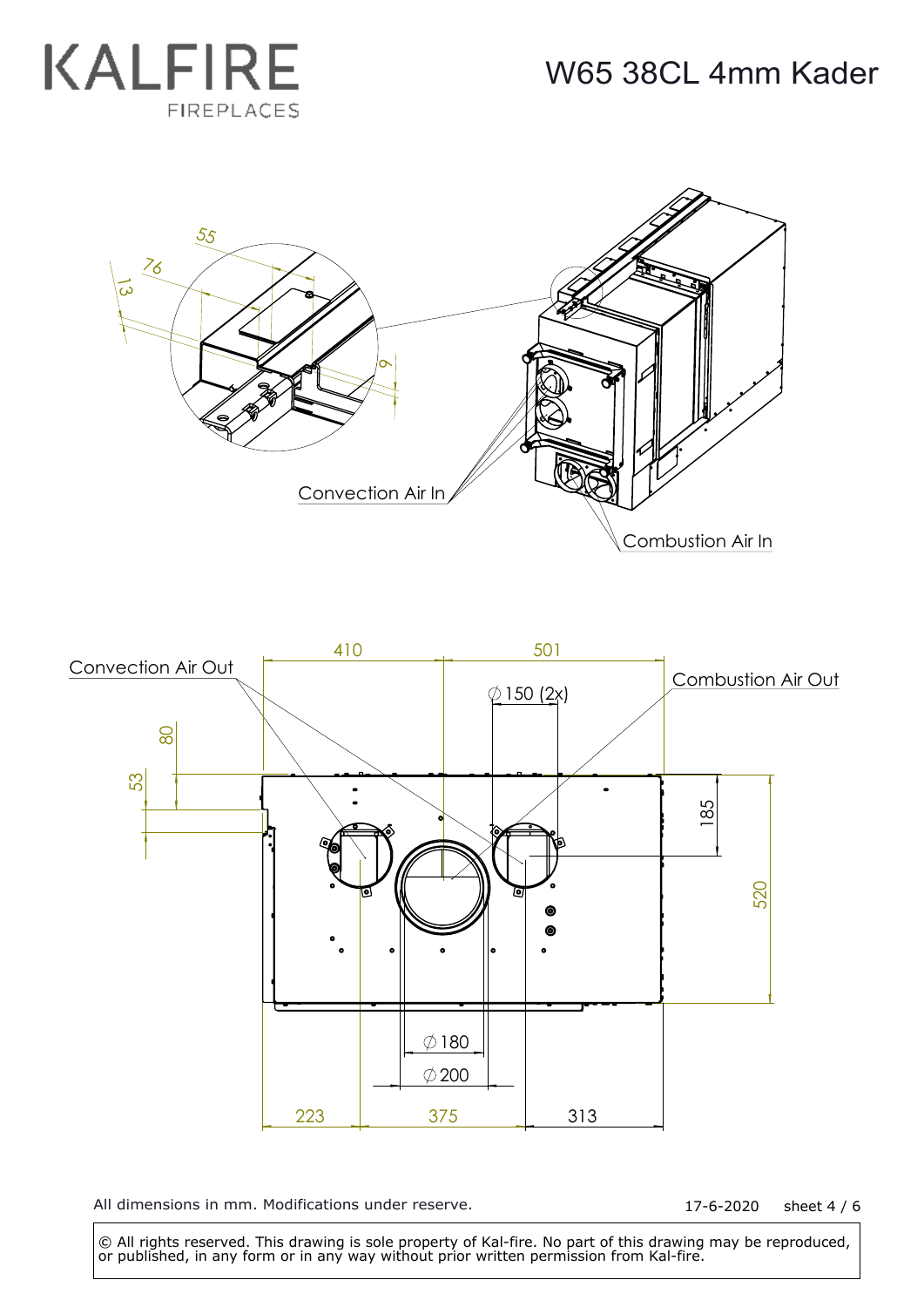# W65 38CL 4mm Kader

Convection Air In

Combustion Air In

Convection Air Out

Combustion Air Out

55

76

13

9

410

501

⌀150 (2x)

80

53

185

520

⌀180

⌀200

223

375

313

All dimensions in mm. Modifications under reserve.

17-6-2020

© All rights reserved. This drawing is sole property of Kal-fire. No part of this drawing may be reproduced, or published, in any form or in any way without prior written permission from Kal-fire.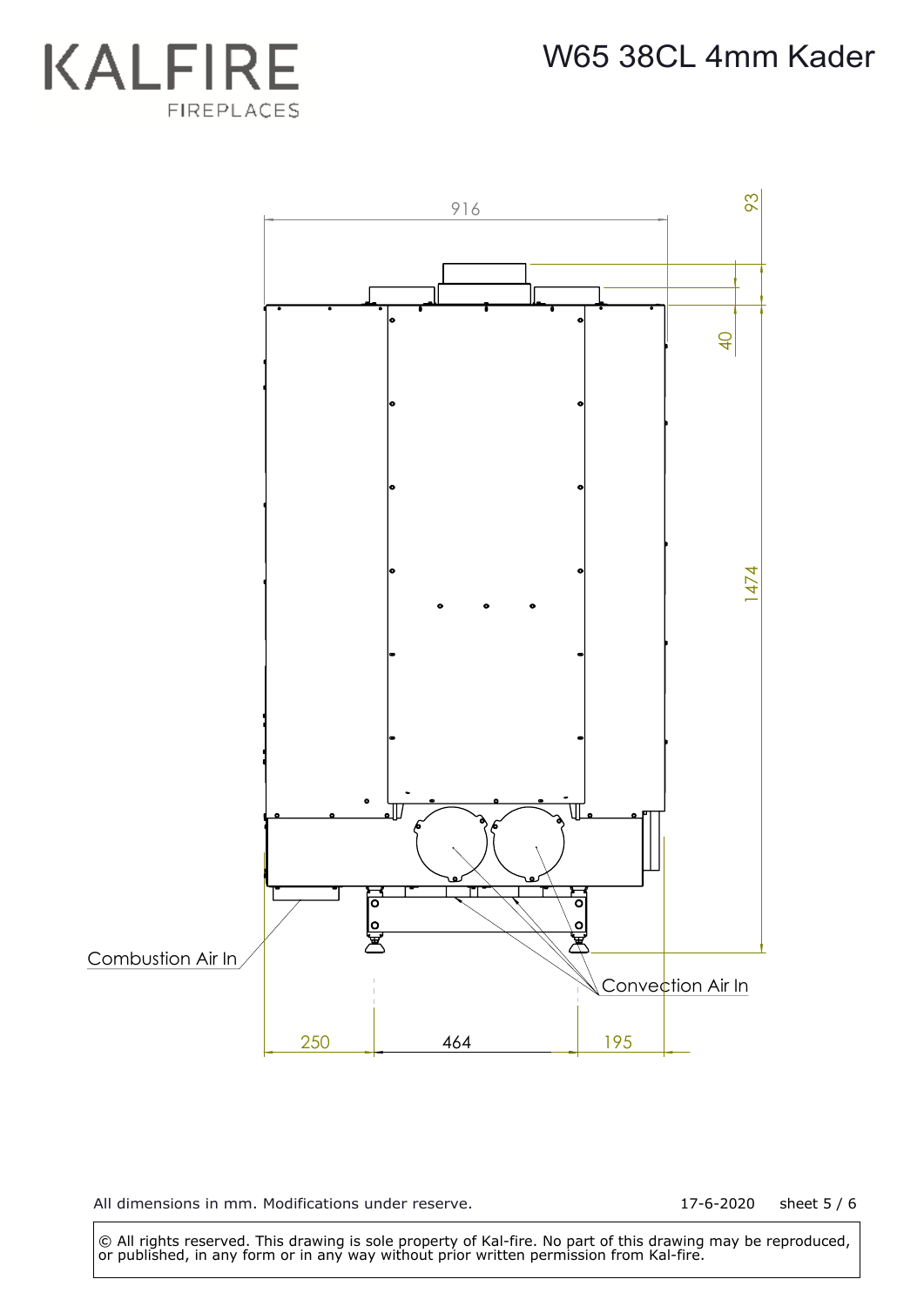# W65 38CL 4mm Kader

KALFIRE FIREPLACES

916

93

40

1474

Combustion Air In

Convection Air In

250 464 195

All dimensions in mm. Modifications under reserve.

17-6-2020

© All rights reserved. This drawing is sole property of Kal-fire. No part of this drawing may be reproduced, or published, in any form or in any way without prior written permission from Kal-fire.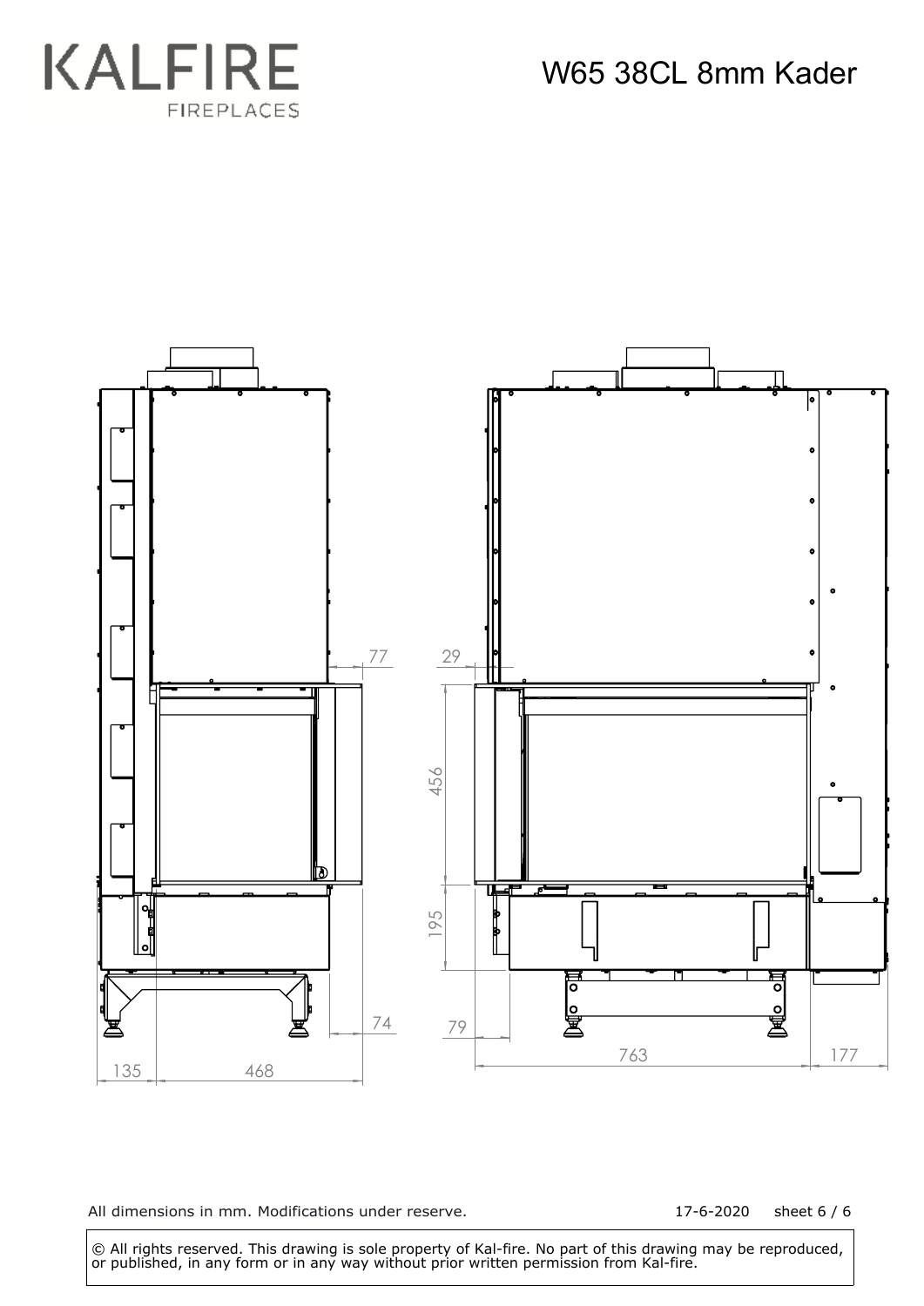KALFIRE
FIREPLACES

# W65 38CL 8mm Kader

77

29

456

195

74

79

135

468

763

177

All dimensions in mm. Modifications under reserve.

17-6-2020 sheet 6 / 6

© All rights reserved. This drawing is sole property of Kal-fire. No part of this drawing may be reproduced, or published, in any form or in any way without prior written permission from Kal-fire.